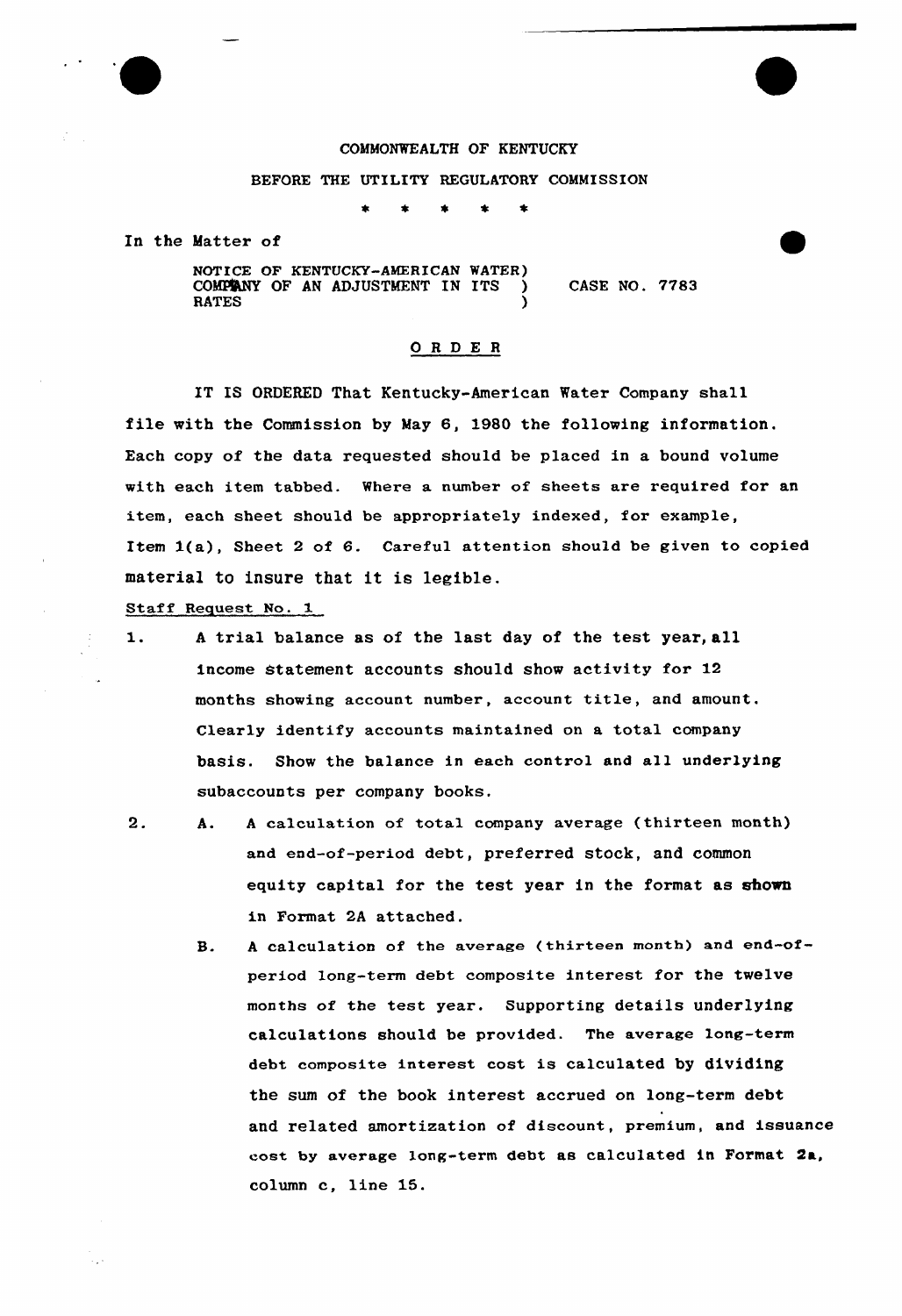COMMONWEALTH OF KENTUCKY

BEFORE THE UTILITY REGULATORY COMMISSION

\* \* \* \* \*

In the Matter of

NOTICE OF KENTUCKY-AMERICAN WATER COMPANY OF AN ADJUSTMENT IN ITS RATES ) CASE NO. 7783

## O R D E R

IT IS ORDERED That Kentucky-American Water Company shall file with the Commission by May 6, 1980 the following information. Each copy of the data requested should be placed in a bound volume with each item tabbed. Where a number of sheets are required for an item, each sheet should be appropriately indexed, for example, Item 1(a), Sheet 2 of 6. Careful attention should be given to copied material to insure that it is legible.

Staff Request No. 1

1. A trial balance as of the last day of the test year, all income statement accounts should show activity for 12 months showing account number, account title, and amount. Clearly identify accounts maintained on a total company basis. Show the balance in each control and all underlying subaccounts per company books.

2. A. A calculation of total company average (thirteen month) and end-of-period debt, preferred stock, and common equity capital for the test year in the format as shown in Format 2A attached.

   B. A calculation of the average (thirteen month) and end-of-period long-term debt composite interest for the twelve months of the test year. Supporting details underlying calculations should be provided. The average long-term debt composite interest cost is calculated by dividing the sum of the book interest accrued on long-term debt and related amortization of discount, premium, and issuance cost by average long-term debt as calculated in Format 2a, column c, line 15.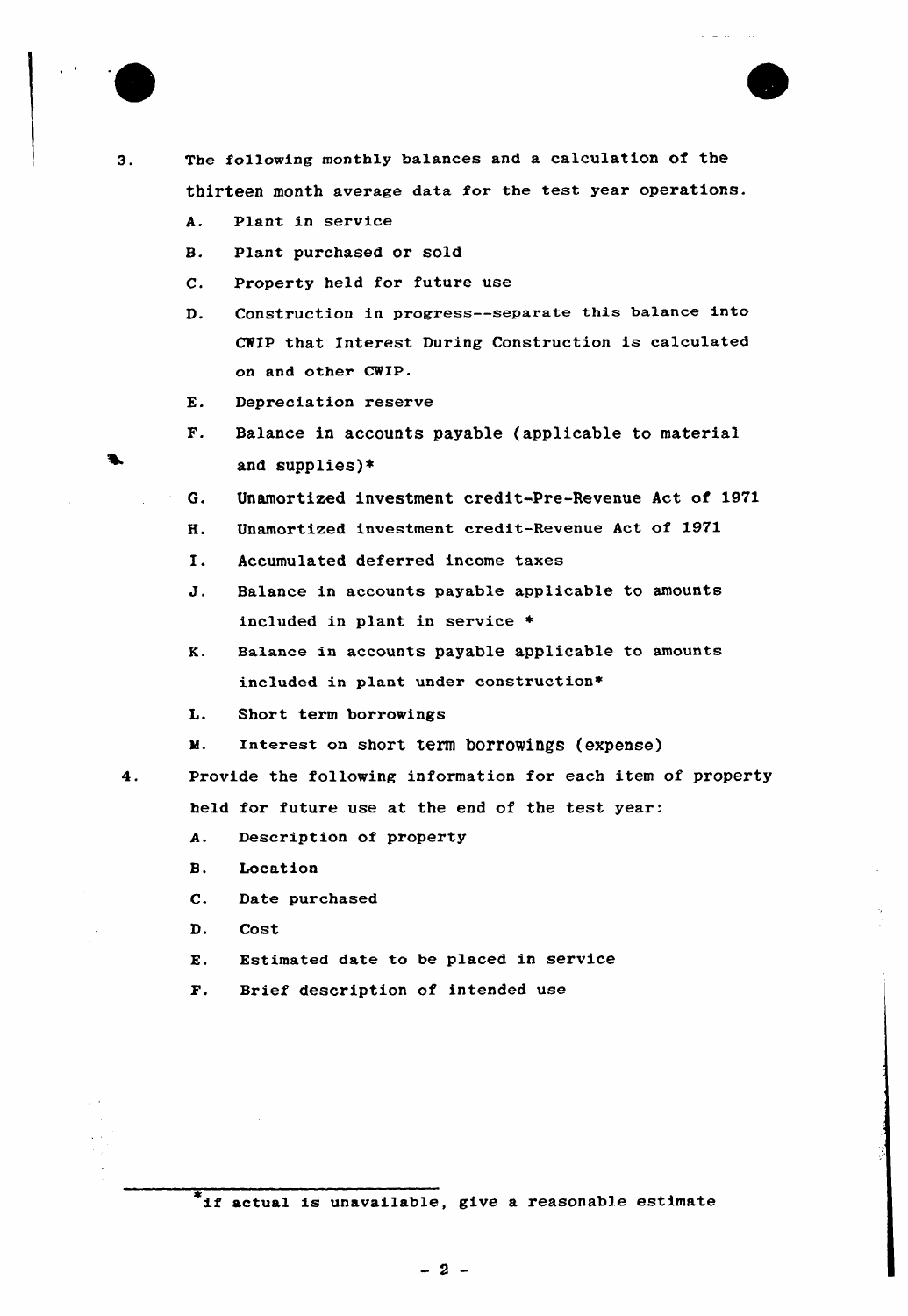3. The following monthly balances and a calculation of the thirteen month average data for the test year operations.
   - A. Plant in service
   - B. Plant purchased or sold
   - C. Property held for future use
   - D. Construction in progress--separate this balance into CWIP that Interest During Construction is calculated on and other CWIP.
   - E. Depreciation reserve
   - F. Balance in accounts payable (applicable to material and supplies)*
   - G. Unamortized investment credit-Pre-Revenue Act of 1971
   - H. Unamortized investment credit-Revenue Act of 1971
   - I. Accumulated deferred income taxes
   - J. Balance in accounts payable applicable to amounts included in plant in service *
   - K. Balance in accounts payable applicable to amounts included in plant under construction*
   - L. Short term borrowings
   - M. Interest on short term borrowings (expense)

4. Provide the following information for each item of property held for future use at the end of the test year:
   - A. Description of property
   - B. Location
   - C. Date purchased
   - D. Cost
   - E. Estimated date to be placed in service
   - F. Brief description of intended use

---

*If actual is unavailable, give a reasonable estimate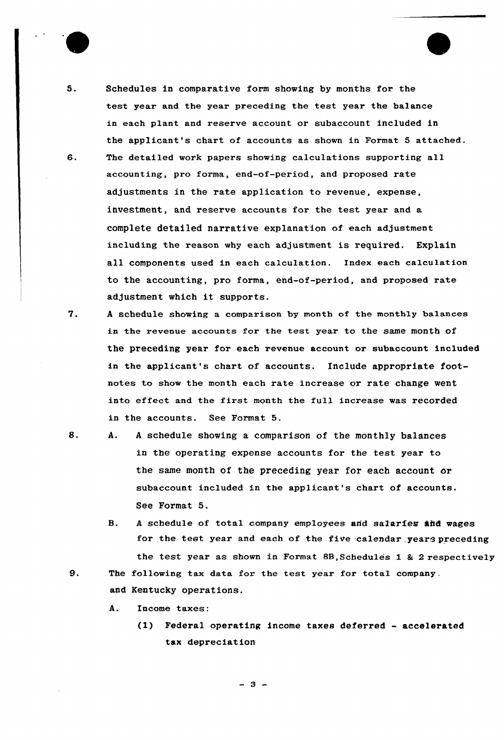5. Schedules in comparative form showing by months for the test year and the year preceding the test year the balance in each plant and reserve account or subaccount included in the applicant's chart of accounts as shown in Format 5 attached.

6. The detailed work papers showing calculations supporting all accounting, pro forma, end-of-period, and proposed rate adjustments in the rate application to revenue, expense, investment, and reserve accounts for the test year and a complete detailed narrative explanation of each adjustment including the reason why each adjustment is required. Explain all components used in each calculation. Index each calculation to the accounting, pro forma, end-of-period, and proposed rate adjustment which it supports.

7. A schedule showing a comparison by month of the monthly balances in the revenue accounts for the test year to the same month of the preceding year for each revenue account or subaccount included in the applicant's chart of accounts. Include appropriate footnotes to show the month each rate increase or rate change went into effect and the first month the full increase was recorded in the accounts. See Format 5.

8. A. A schedule showing a comparison of the monthly balances in the operating expense accounts for the test year to the same month of the preceding year for each account or subaccount included in the applicant's chart of accounts. See Format 5.

   B. A schedule of total company employees and salaries and wages for the test year and each of the five calendar years preceding the test year as shown in Format 8B, Schedules 1 & 2 respectively

9. The following tax data for the test year for total company and Kentucky operations.

   A. Income taxes:

      (1) Federal operating income taxes deferred - accelerated tax depreciation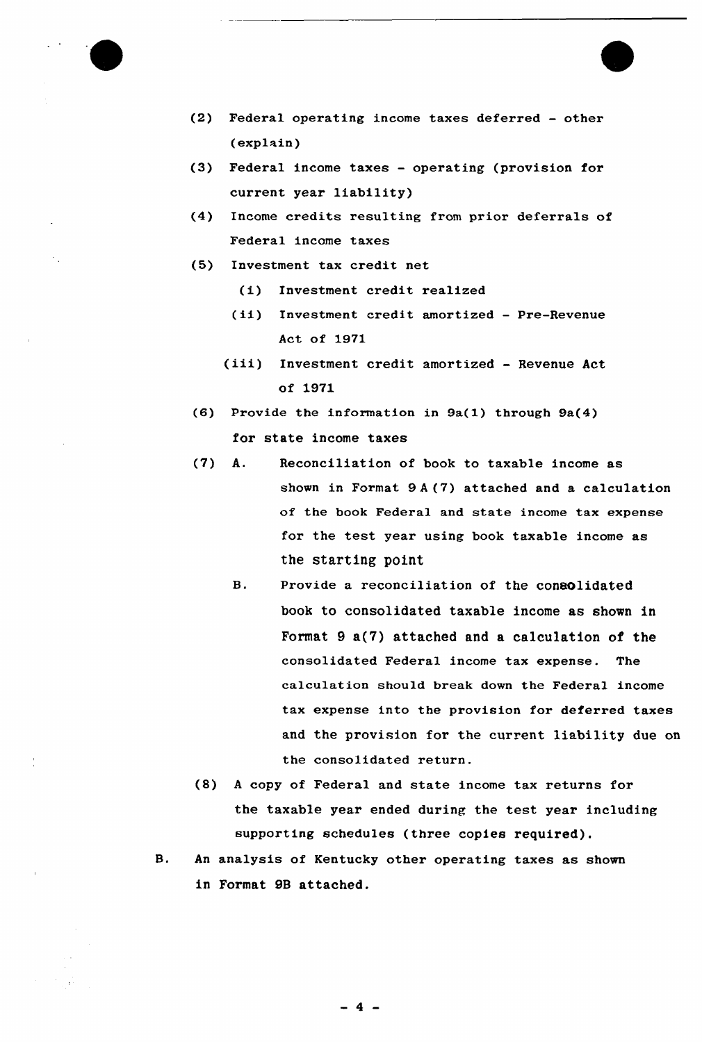(2) Federal operating income taxes deferred - other (explain)

(3) Federal income taxes - operating (provision for current year liability)

(4) Income credits resulting from prior deferrals of Federal income taxes

(5) Investment tax credit net

 (i) Investment credit realized

 (ii) Investment credit amortized - Pre-Revenue Act of 1971

 (iii) Investment credit amortized - Revenue Act of 1971

(6) Provide the information in 9a(1) through 9a(4) for state income taxes

(7) A. Reconciliation of book to taxable income as shown in Format 9 A (7) attached and a calculation of the book Federal and state income tax expense for the test year using book taxable income as the starting point

 B. Provide a reconciliation of the consolidated book to consolidated taxable income as shown in Format 9 a(7) attached and a calculation of the consolidated Federal income tax expense. The calculation should break down the Federal income tax expense into the provision for deferred taxes and the provision for the current liability due on the consolidated return.

(8) A copy of Federal and state income tax returns for the taxable year ended during the test year including supporting schedules (three copies required).

B. An analysis of Kentucky other operating taxes as shown in Format 9B attached.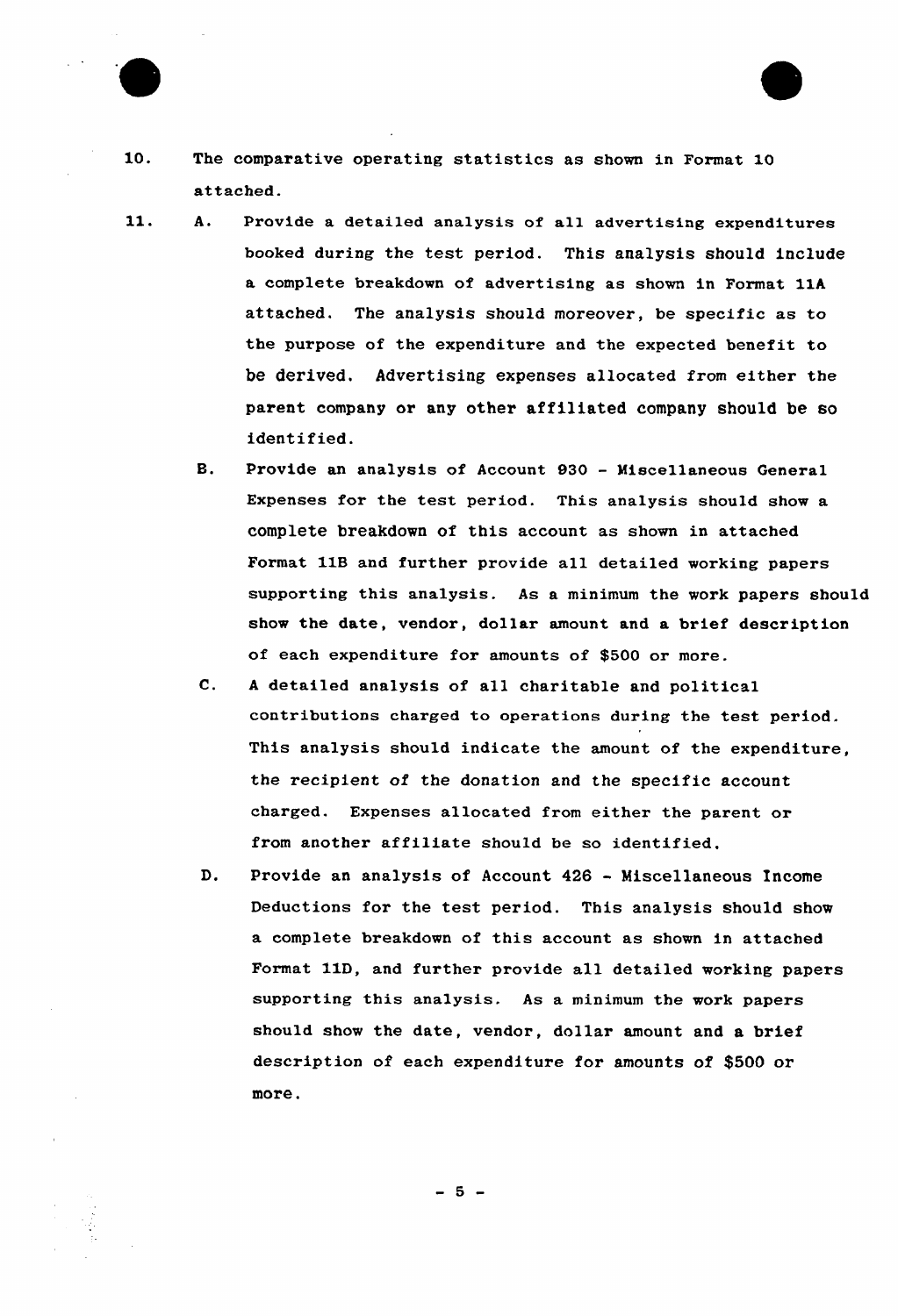10. The comparative operating statistics as shown in Format 10 attached.

11. A. Provide a detailed analysis of all advertising expenditures booked during the test period. This analysis should include a complete breakdown of advertising as shown in Format 11A attached. The analysis should moreover, be specific as to the purpose of the expenditure and the expected benefit to be derived. Advertising expenses allocated from either the parent company or any other affiliated company should be so identified.

    B. Provide an analysis of Account 930 - Miscellaneous General Expenses for the test period. This analysis should show a complete breakdown of this account as shown in attached Format 11B and further provide all detailed working papers supporting this analysis. As a minimum the work papers should show the date, vendor, dollar amount and a brief description of each expenditure for amounts of $500 or more.

    C. A detailed analysis of all charitable and political contributions charged to operations during the test period. This analysis should indicate the amount of the expenditure, the recipient of the donation and the specific account charged. Expenses allocated from either the parent or from another affiliate should be so identified.

    D. Provide an analysis of Account 426 - Miscellaneous Income Deductions for the test period. This analysis should show a complete breakdown of this account as shown in attached Format 11D, and further provide all detailed working papers supporting this analysis. As a minimum the work papers should show the date, vendor, dollar amount and a brief description of each expenditure for amounts of $500 or more.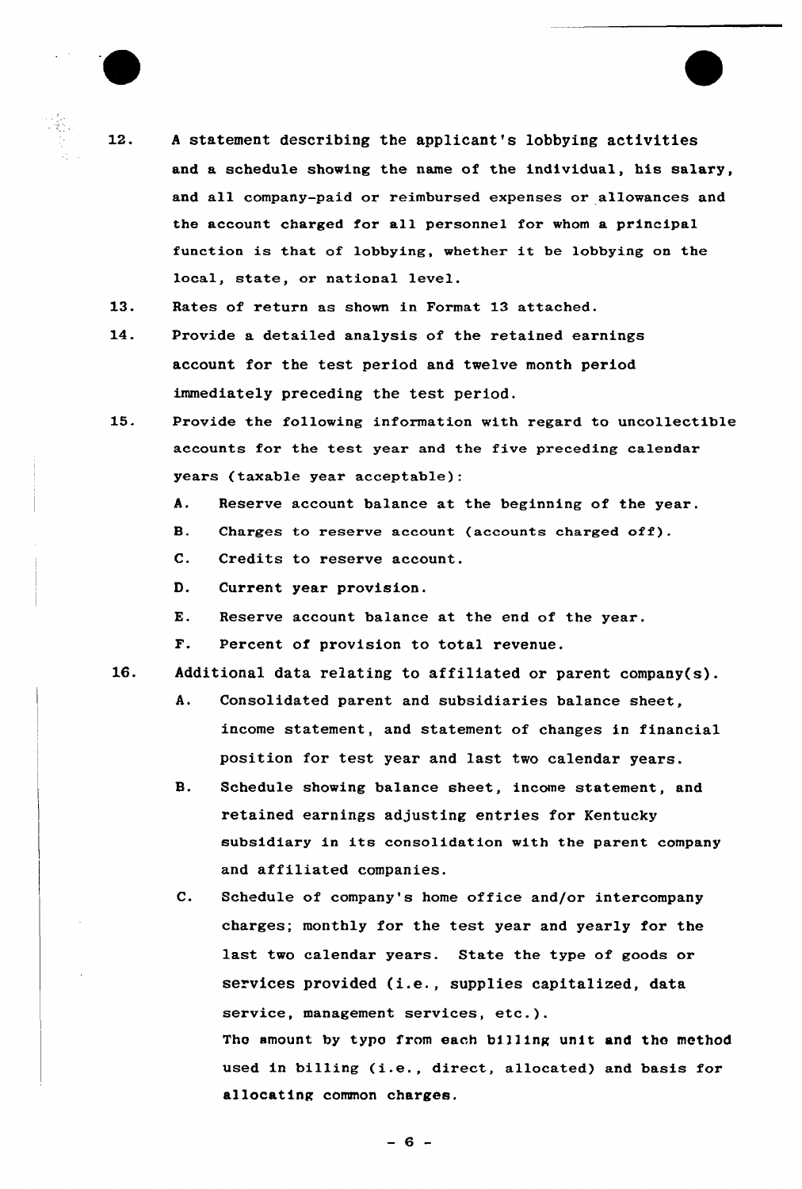12. A statement describing the applicant's lobbying activities and a schedule showing the name of the individual, his salary, and all company-paid or reimbursed expenses or allowances and the account charged for all personnel for whom a principal function is that of lobbying, whether it be lobbying on the local, state, or national level.

13. Rates of return as shown in Format 13 attached.

14. Provide a detailed analysis of the retained earnings account for the test period and twelve month period immediately preceding the test period.

15. Provide the following information with regard to uncollectible accounts for the test year and the five preceding calendar years (taxable year acceptable):

    A. Reserve account balance at the beginning of the year.

    B. Charges to reserve account (accounts charged off).

    C. Credits to reserve account.

    D. Current year provision.

    E. Reserve account balance at the end of the year.

    F. Percent of provision to total revenue.

16. Additional data relating to affiliated or parent company(s).

    A. Consolidated parent and subsidiaries balance sheet, income statement, and statement of changes in financial position for test year and last two calendar years.

    B. Schedule showing balance sheet, income statement, and retained earnings adjusting entries for Kentucky subsidiary in its consolidation with the parent company and affiliated companies.

    C. Schedule of company's home office and/or intercompany charges; monthly for the test year and yearly for the last two calendar years. State the type of goods or services provided (i.e., supplies capitalized, data service, management services, etc.).

       Tho amount by typo from each billing unit and the method used in billing (i.e., direct, allocated) and basis for allocating common charges.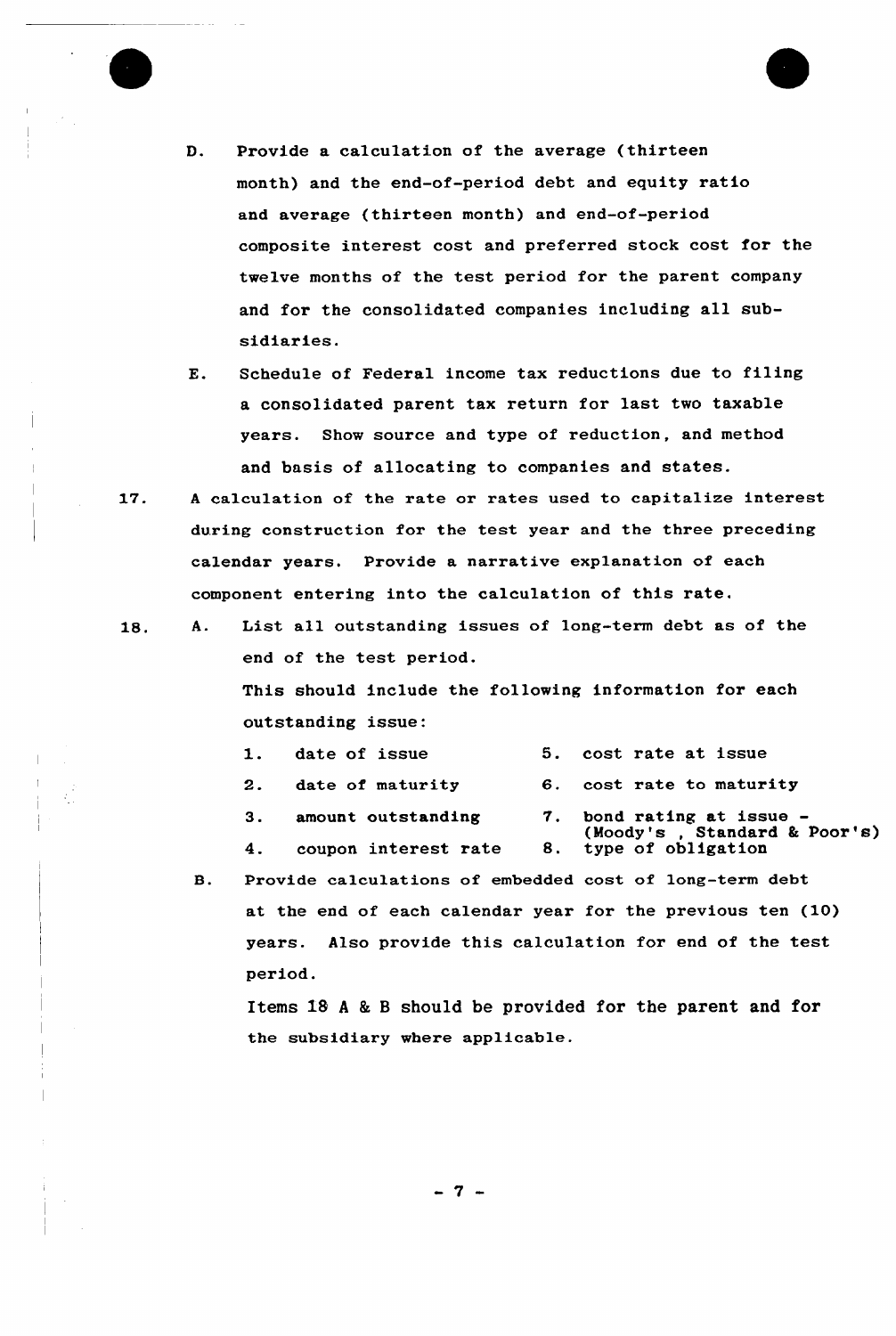D. Provide a calculation of the average (thirteen month) and the end-of-period debt and equity ratio and average (thirteen month) and end-of-period composite interest cost and preferred stock cost for the twelve months of the test period for the parent company and for the consolidated companies including all subsidiaries.

E. Schedule of Federal income tax reductions due to filing a consolidated parent tax return for last two taxable years. Show source and type of reduction, and method and basis of allocating to companies and states.

17. A calculation of the rate or rates used to capitalize interest during construction for the test year and the three preceding calendar years. Provide a narrative explanation of each component entering into the calculation of this rate.

18. A. List all outstanding issues of long-term debt as of the end of the test period.

This should include the following information for each outstanding issue:

1. date of issue
2. date of maturity
3. amount outstanding
4. coupon interest rate
5. cost rate at issue
6. cost rate to maturity
7. bond rating at issue - (Moody's , Standard & Poor's)
8. type of obligation

B. Provide calculations of embedded cost of long-term debt at the end of each calendar year for the previous ten (10) years. Also provide this calculation for end of the test period.

Items 18 A & B should be provided for the parent and for the subsidiary where applicable.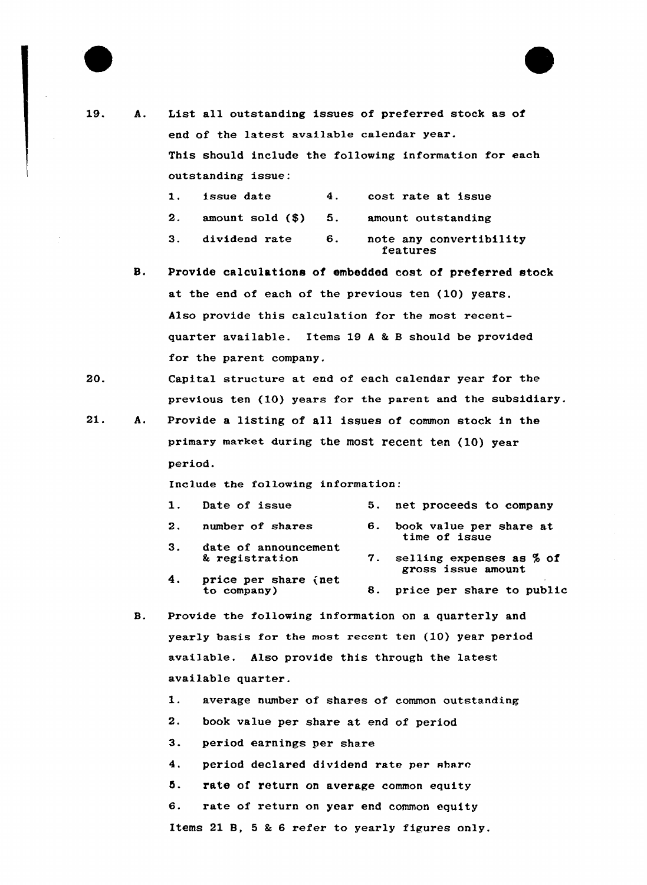19. A. List all outstanding issues of preferred stock as of end of the latest available calendar year.
   This should include the following information for each outstanding issue:

   1. issue date
   2. amount sold ($)
   3. dividend rate
   4. cost rate at issue
   5. amount outstanding
   6. note any convertibility features

   B. Provide calculations of embedded cost of preferred stock at the end of each of the previous ten (10) years. Also provide this calculation for the most recent-quarter available. Items 19 A & B should be provided for the parent company.

20. Capital structure at end of each calendar year for the previous ten (10) years for the parent and the subsidiary.

21. A. Provide a listing of all issues of common stock in the primary market during the most recent ten (10) year period.
   Include the following information:

   1. Date of issue
   2. number of shares
   3. date of announcement & registration
   4. price per share (net to company)
   5. net proceeds to company
   6. book value per share at time of issue
   7. selling expenses as % of gross issue amount
   8. price per share to public

   B. Provide the following information on a quarterly and yearly basis for the most recent ten (10) year period available. Also provide this through the latest available quarter.

   1. average number of shares of common outstanding
   2. book value per share at end of period
   3. period earnings per share
   4. period declared dividend rate per share
   5. rate of return on average common equity
   6. rate of return on year end common equity

   Items 21 B, 5 & 6 refer to yearly figures only.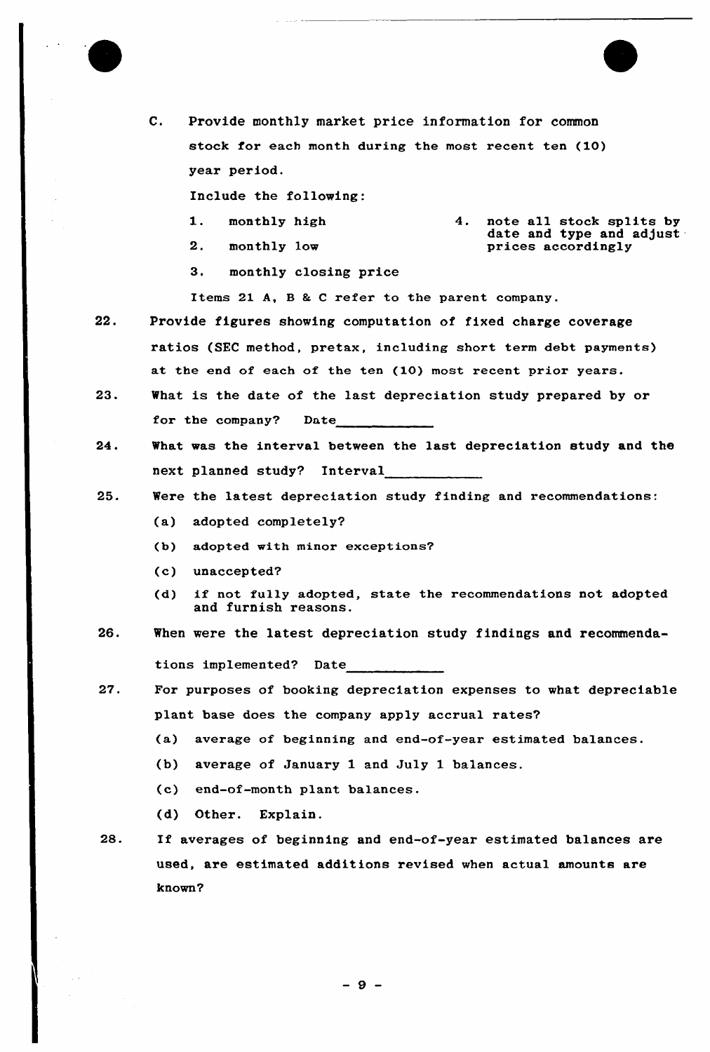C. Provide monthly market price information for common stock for each month during the most recent ten (10) year period.

   Include the following:

   1. monthly high
   2. monthly low
   3. monthly closing price
   4. note all stock splits by date and type and adjust prices accordingly

   Items 21 A, B & C refer to the parent company.

22. Provide figures showing computation of fixed charge coverage ratios (SEC method, pretax, including short term debt payments) at the end of each of the ten (10) most recent prior years.

23. What is the date of the last depreciation study prepared by or for the company? Date____________

24. What was the interval between the last depreciation study and the next planned study? Interval____________

25. Were the latest depreciation study finding and recommendations:

    (a) adopted completely?

    (b) adopted with minor exceptions?

    (c) unaccepted?

    (d) if not fully adopted, state the recommendations not adopted and furnish reasons.

26. When were the latest depreciation study findings and recommendations implemented? Date____________

27. For purposes of booking depreciation expenses to what depreciable plant base does the company apply accrual rates?

    (a) average of beginning and end-of-year estimated balances.

    (b) average of January 1 and July 1 balances.

    (c) end-of-month plant balances.

    (d) Other. Explain.

28. If averages of beginning and end-of-year estimated balances are used, are estimated additions revised when actual amounts are known?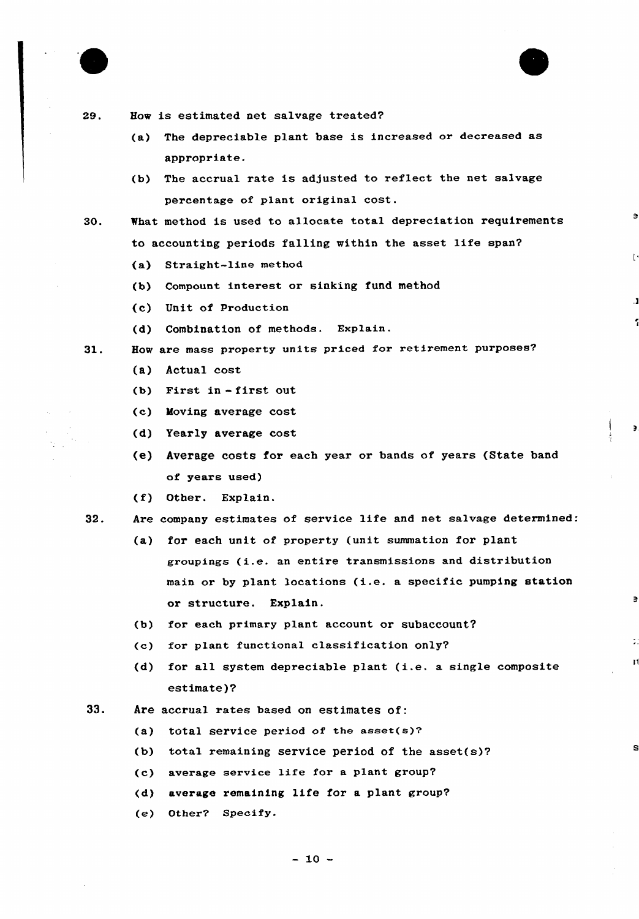29. How is estimated net salvage treated?

    (a) The depreciable plant base is increased or decreased as appropriate.

    (b) The accrual rate is adjusted to reflect the net salvage percentage of plant original cost.

30. What method is used to allocate total depreciation requirements to accounting periods falling within the asset life span?

    (a) Straight-line method

    (b) Compound interest or sinking fund method

    (c) Unit of Production

    (d) Combination of methods. Explain.

31. How are mass property units priced for retirement purposes?

    (a) Actual cost

    (b) First in - first out

    (c) Moving average cost

    (d) Yearly average cost

    (e) Average costs for each year or bands of years (State band of years used)

    (f) Other. Explain.

32. Are company estimates of service life and net salvage determined:

    (a) for each unit of property (unit summation for plant groupings (i.e. an entire transmissions and distribution main or by plant locations (i.e. a specific pumping station or structure. Explain.

    (b) for each primary plant account or subaccount?

    (c) for plant functional classification only?

    (d) for all system depreciable plant (i.e. a single composite estimate)?

33. Are accrual rates based on estimates of:

    (a) total service period of the asset(s)?

    (b) total remaining service period of the asset(s)?

    (c) average service life for a plant group?

    (d) average remaining life for a plant group?

    (e) Other? Specify.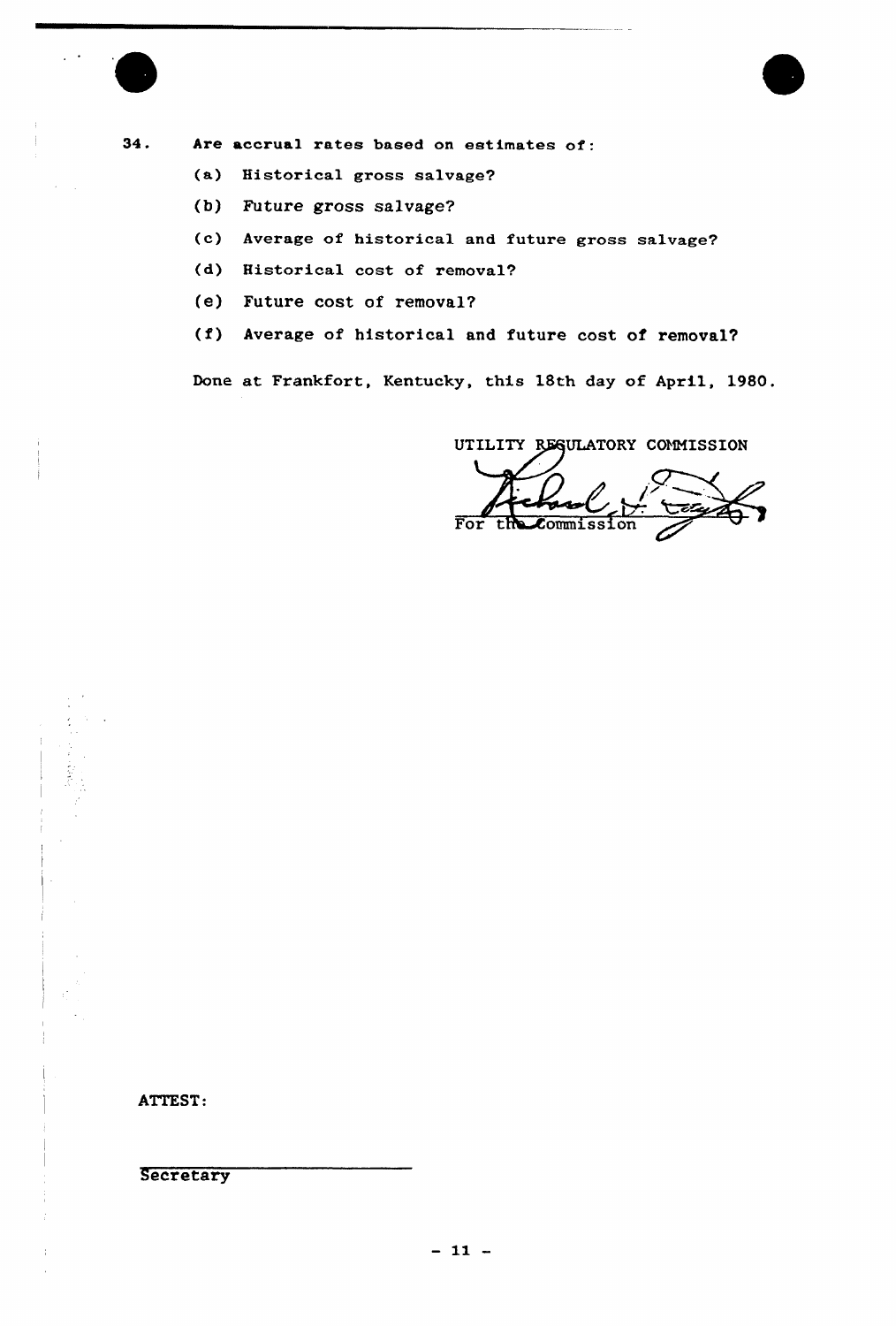34. Are accrual rates based on estimates of:

(a) Historical gross salvage?

(b) Future gross salvage?

(c) Average of historical and future gross salvage?

(d) Historical cost of removal?

(e) Future cost of removal?

(f) Average of historical and future cost of removal?

Done at Frankfort, Kentucky, this 18th day of April, 1980.

UTILITY REGULATORY COMMISSION

For the Commission

ATTEST:

Secretary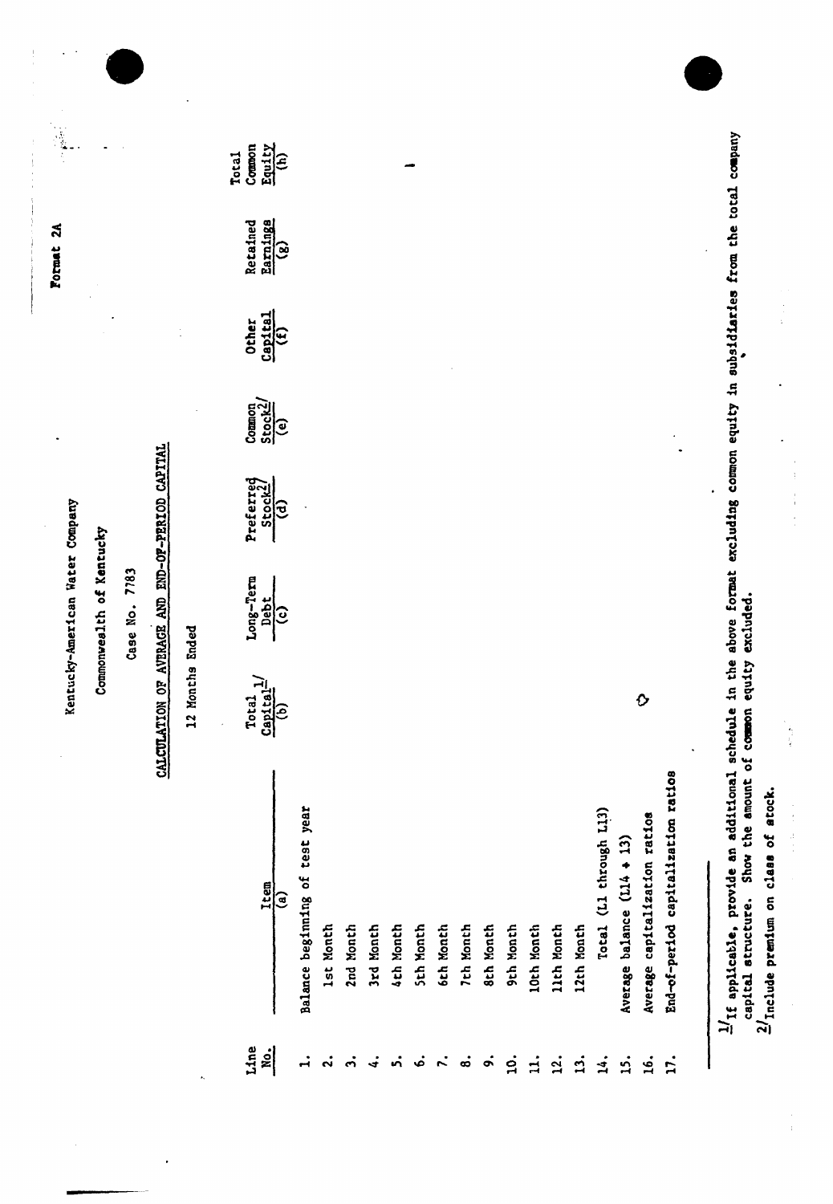Format 2A

Kentucky-American Water Company

Commonwealth of Kentucky

Case No. 7783

CALCULATION OF AVERAGE AND END-OF-PERIOD CAPITAL

12 Months Ended

| Line No. | Item (a) | Total Capital[1] (b) | Long-Term Debt (c) | Preferred Stock[2] (d) | Common Stock[2] (e) | Other Capital (f) | Retained Earnings (g) | Total Common Equity (h) |
|---|---|---|---|---|---|---|---|---|
| 1. | Balance beginning of test year | | | | | | | |
| 2. | 1st Month | | | | | | | |
| 3. | 2nd Month | | | | | | | |
| 4. | 3rd Month | | | | | | | |
| 5. | 4th Month | | | | | | | |
| 6. | 5th Month | | | | | | | |
| 7. | 6th Month | | | | | | | |
| 8. | 7th Month | | | | | | | |
| 9. | 8th Month | | | | | | | |
| 10. | 9th Month | | | | | | | |
| 11. | 10th Month | | | | | | | |
| 12. | 11th Month | | | | | | | |
| 13. | 12th Month | | | | | | | |
| 14. | Total (L1 through L13) | | | | | | | |
| 15. | Average balance (L14 ÷ 13) | | | | | | | |
| 16. | Average capitalization ratios | | | | | | | |
| 17. | End-of-period capitalization ratios | | | | | | | |

[1] If applicable, provide an additional schedule in the above format excluding common equity in subsidiaries from the total company capital structure. Show the amount of common equity excluded.

[2] Include premium on class of stock.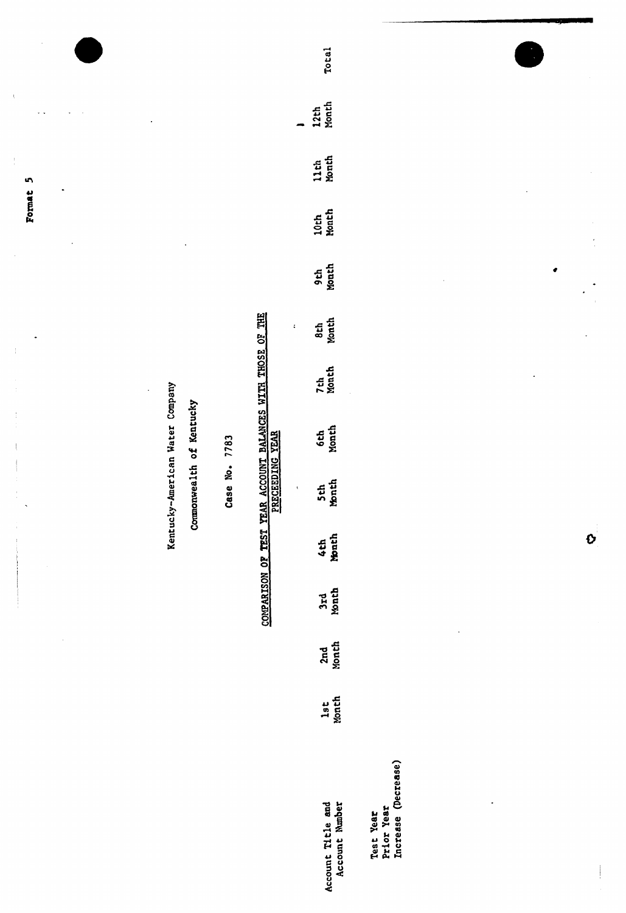Format 5

Kentucky-American Water Company

Commonwealth of Kentucky

Case No. 7783

## COMPARISON OF TEST YEAR ACCOUNT BALANCES WITH THOSE OF THE PRECEDING YEAR

| Account Title and Account Number | 1st Month | 2nd Month | 3rd Month | 4th Month | 5th Month | 6th Month | 7th Month | 8th Month | 9th Month | 10th Month | 11th Month | 12th Month | Total |
|---|---|---|---|---|---|---|---|---|---|---|---|---|---|
| Test Year | | | | | | | | | | | | | |
| Prior Year | | | | | | | | | | | | | |
| Increase (Decrease) | | | | | | | | | | | | | |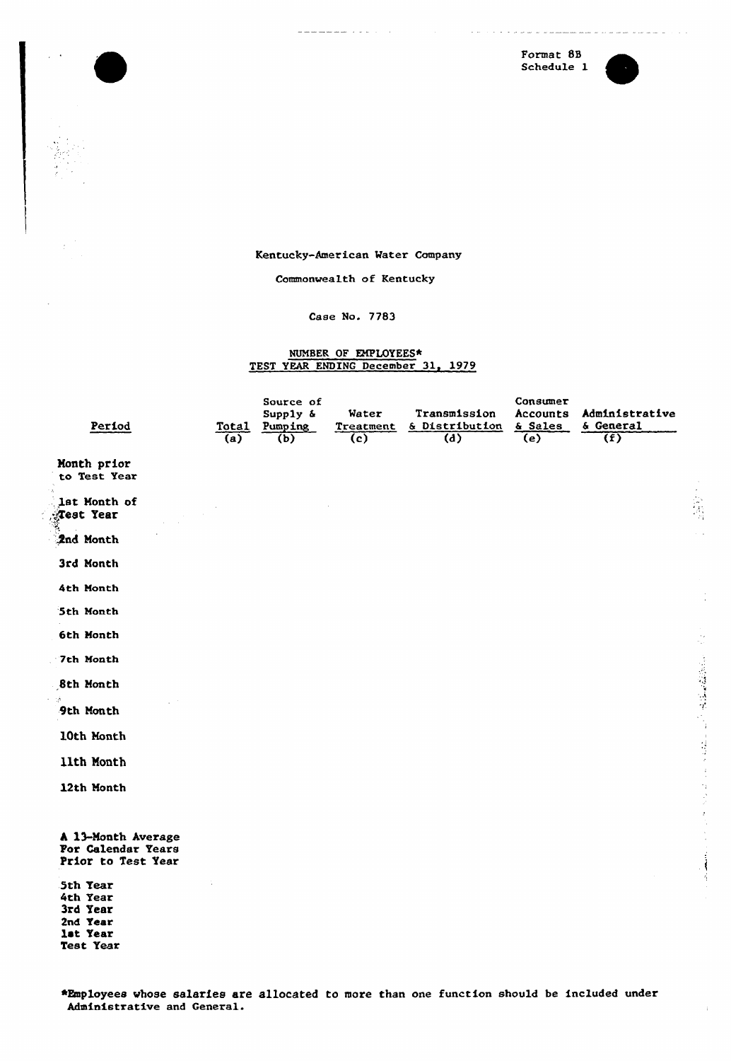Format 8B
Schedule 1

Kentucky-American Water Company

Commonwealth of Kentucky

Case No. 7783

NUMBER OF EMPLOYEES*
TEST YEAR ENDING December 31, 1979

| Period | Total (a) | Source of Supply & Pumping (b) | Water Treatment (c) | Transmission & Distribution (d) | Consumer Accounts & Sales (e) | Administrative & General (f) |
|---|---|---|---|---|---|---|
| Month prior to Test Year | | | | | | |
| 1st Month of Test Year | | | | | | |
| 2nd Month | | | | | | |
| 3rd Month | | | | | | |
| 4th Month | | | | | | |
| 5th Month | | | | | | |
| 6th Month | | | | | | |
| 7th Month | | | | | | |
| 8th Month | | | | | | |
| 9th Month | | | | | | |
| 10th Month | | | | | | |
| 11th Month | | | | | | |
| 12th Month | | | | | | |
| A 13-Month Average For Calendar Years Prior to Test Year | | | | | | |
| 5th Year | | | | | | |
| 4th Year | | | | | | |
| 3rd Year | | | | | | |
| 2nd Year | | | | | | |
| 1st Year | | | | | | |
| Test Year | | | | | | |

*Employees whose salaries are allocated to more than one function should be included under Administrative and General.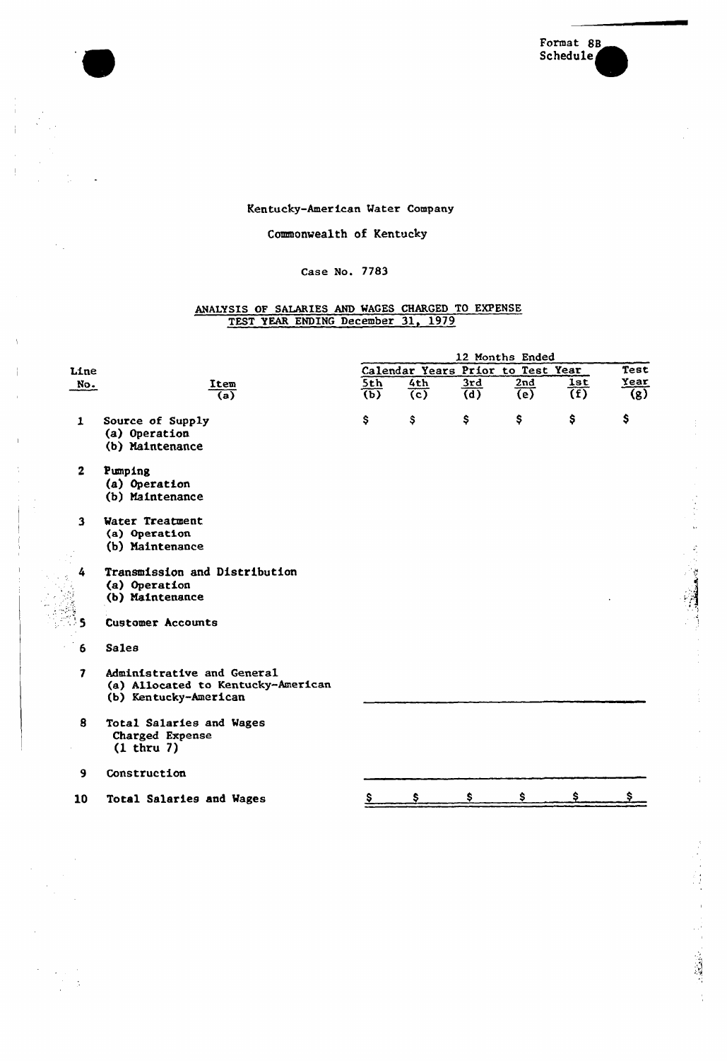Format 8B
Schedule

Kentucky-American Water Company

Commonwealth of Kentucky

Case No. 7783

ANALYSIS OF SALARIES AND WAGES CHARGED TO EXPENSE
TEST YEAR ENDING December 31, 1979

| Line No. | Item (a) | 12 Months Ended Calendar Years Prior to Test Year 5th (b) | 4th (c) | 3rd (d) | 2nd (e) | 1st (f) | Test Year (g) |
|---|---|---|---|---|---|---|---|
| 1 | Source of Supply | $ | $ | $ | $ | $ | $ |
| | (a) Operation | | | | | | |
| | (b) Maintenance | | | | | | |
| 2 | Pumping | | | | | | |
| | (a) Operation | | | | | | |
| | (b) Maintenance | | | | | | |
| 3 | Water Treatment | | | | | | |
| | (a) Operation | | | | | | |
| | (b) Maintenance | | | | | | |
| 4 | Transmission and Distribution | | | | | | |
| | (a) Operation | | | | | | |
| | (b) Maintenance | | | | | | |
| 5 | Customer Accounts | | | | | | |
| 6 | Sales | | | | | | |
| 7 | Administrative and General | | | | | | |
| | (a) Allocated to Kentucky-American | | | | | | |
| | (b) Kentucky-American | | | | | | |
| 8 | Total Salaries and Wages Charged Expense (1 thru 7) | | | | | | |
| 9 | Construction | | | | | | |
| 10 | Total Salaries and Wages | $ | $ | $ | $ | $ | $ |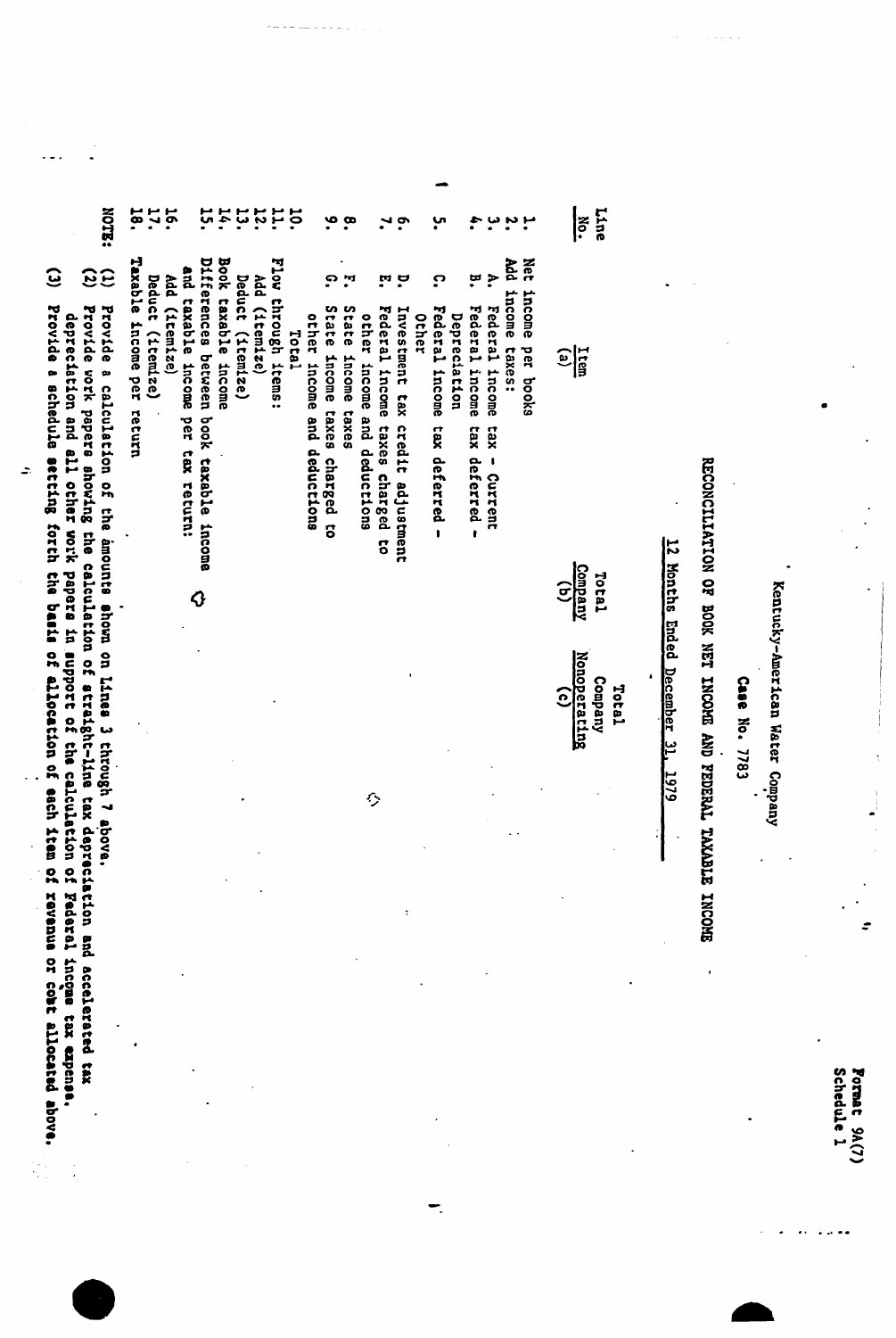Format 9A(7)
Schedule 1

Kentucky-American Water Company

Case No. 7783

RECONCILIATION OF BOOK NET INCOME AND FEDERAL TAXABLE INCOME

12 Months Ended December 31, 1979

| Line No. | Item (a) | Total Company (b) | Total Company Nonoperating (c) |
|---|---|---|---|
| 1. | Net income per books | | |
| 2. | Add income taxes: | | |
| 3. | A. Federal income tax - Current | | |
| 4. | B. Federal income tax deferred - Depreciation | | |
| 5. | C. Federal income tax deferred - Other | | |
| 6. | D. Investment tax credit adjustment | | |
| 7. | E. Federal income taxes charged to other income and deductions | | |
| 8. | F. State income taxes | | |
| 9. | G. State income taxes charged to other income and deductions | | |
| 10. | Total | | |
| 11. | Flow through items: | | |
| 12. | Add (itemize) | | |
| 13. | Deduct (itemize) | | |
| 14. | Book taxable income | | |
| 15. | Differences between book taxable income and taxable income per tax return: | | |
| 16. | Add (itemize) | | |
| 17. | Deduct (itemize) | | |
| 18. | Taxable income per return | | |

NOTE:
(1) Provide a calculation of the amounts shown on Lines 3 through 7 above.
(2) Provide work papers showing the calculation of straight-line tax depreciation and accelerated tax depreciation and all other work papers in support of the calculation of Federal income tax expense.
(3) Provide a schedule setting forth the basis of allocation of each item of revenue or cost allocated above.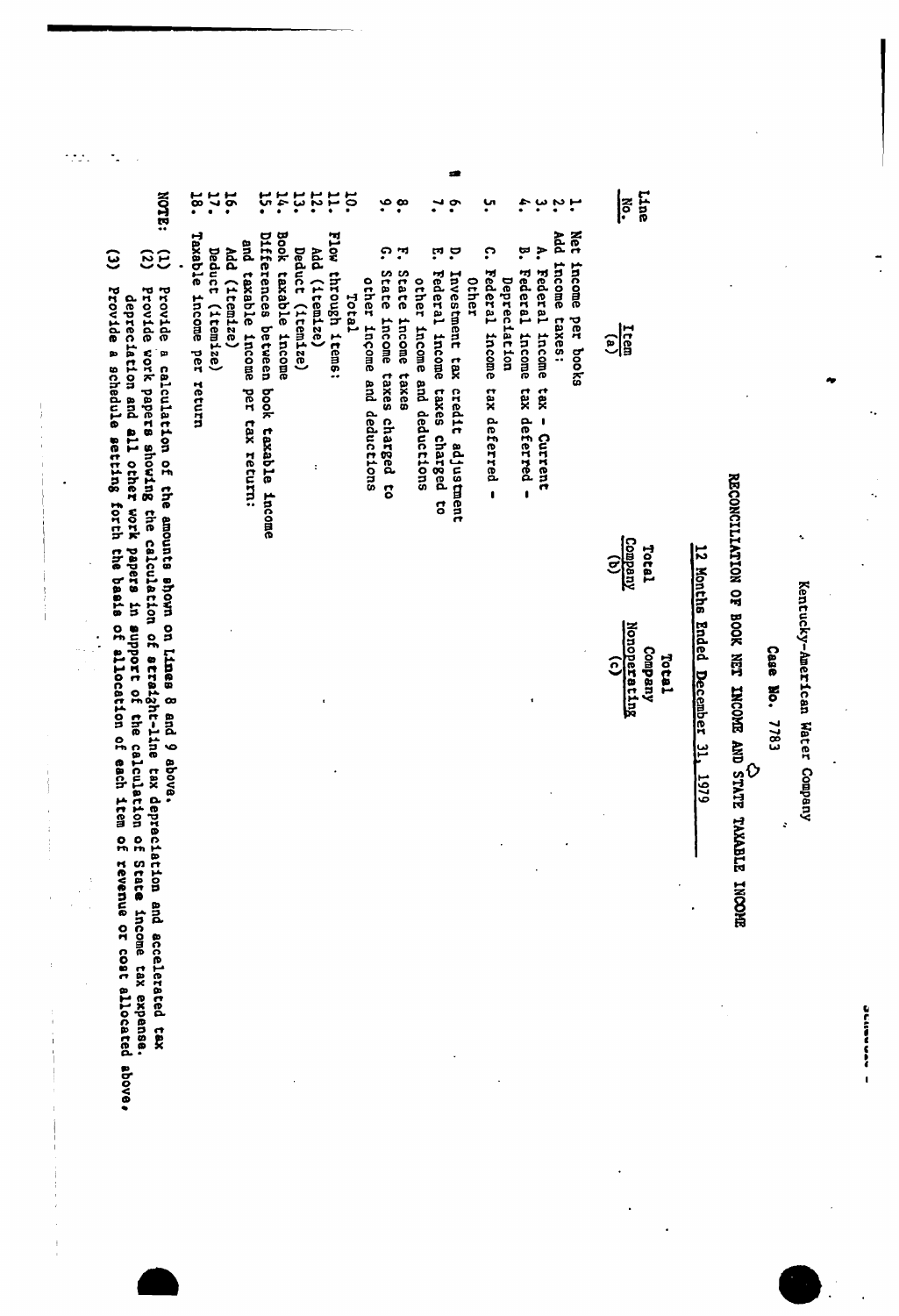Kentucky-American Water Company

Case No. 7783

# RECONCILIATION OF BOOK NET INCOME AND STATE TAXABLE INCOME

## 12 Months Ended December 31, 1979

| Line No. | Item (a) | Total Company (b) | Total Company Nonoperating (c) |
|---|---|---|---|
| 1. | Net income per books | | |
| 2. | Add income taxes: | | |
| 3. | A. Federal income tax - Current | | |
| 4. | B. Federal income tax deferred - Depreciation | | |
| 5. | C. Federal income tax deferred - Other | | |
| 6. | D. Investment tax credit adjustment | | |
| 7. | E. Federal income taxes charged to other income and deductions | | |
| 8. | F. State income taxes | | |
| 9. | G. State income taxes charged to other income and deductions | | |
| 10. | Total | | |
| 11. | Flow through items: | | |
| 12. | Add (itemize) | | |
| 13. | Deduct (itemize) | | |
| 14. | Book taxable income | | |
| 15. | Differences between book taxable income and taxable income per tax return: | | |
| 16. | Add (itemize) | | |
| 17. | Deduct (itemize) | | |
| 18. | Taxable income per return | | |

NOTE: (1) Provide a calculation of the amounts shown on Lines 8 and 9 above.
(2) Provide work papers showing the calculation of straight-line tax depreciation and accelerated tax depreciation and all other work papers in support of the calculation of State income tax expense.
(3) Provide a schedule setting forth the basis of allocation of each item of revenue or cost allocated above.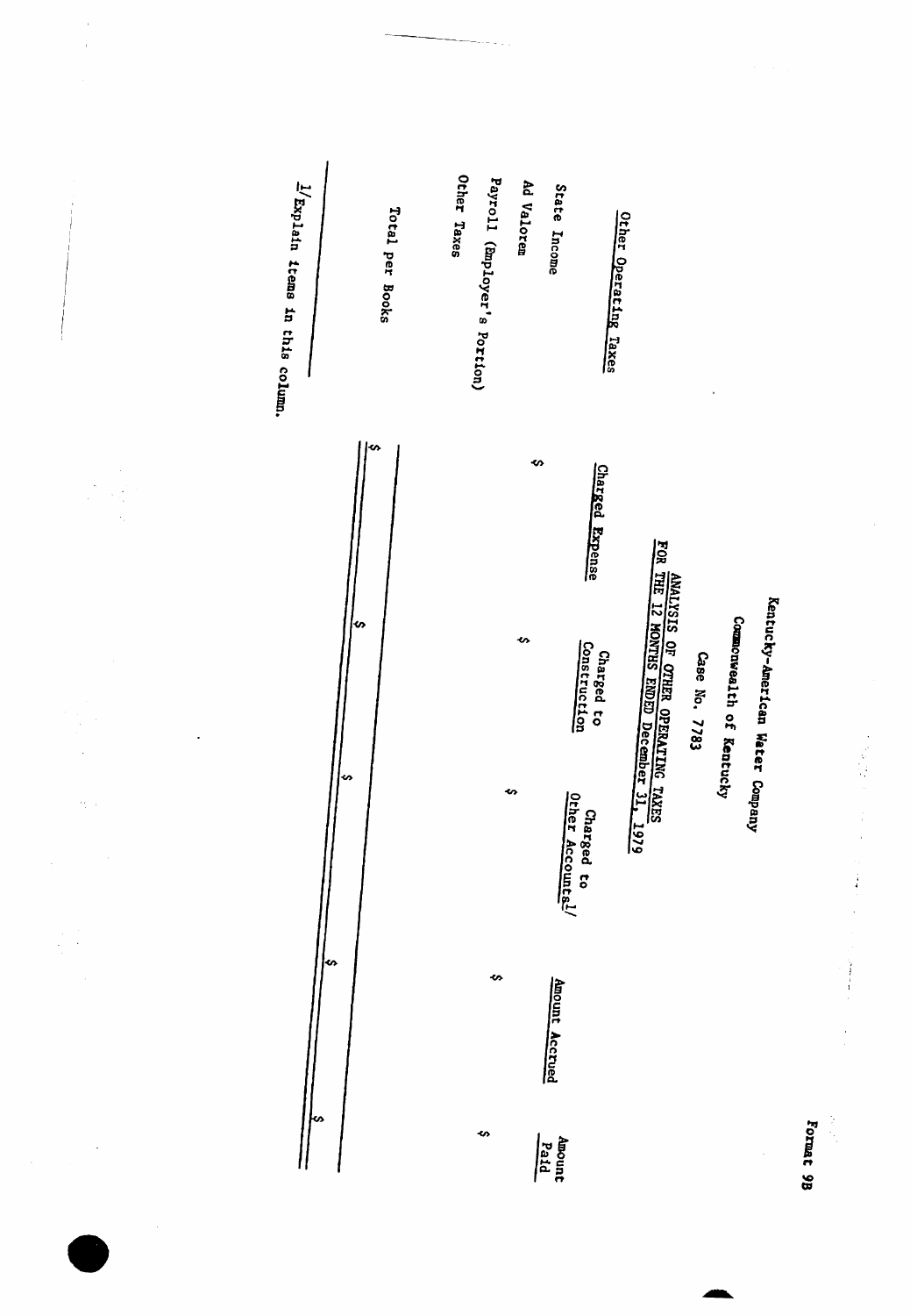Format 9B

Kentucky-American Water Company

Commonwealth of Kentucky

Case No. 7783

ANALYSIS OF OTHER OPERATING TAXES
FOR THE 12 MONTHS ENDED December 31, 1979

| Other Operating Taxes | Charged Expense | Charged to Construction | Charged to Other Accounts1/ | Amount Accrued | Amount Paid |
|---|---|---|---|---|---|
| State Income | $ | $ | $ | $ | $ |
| Ad Valorem | | | | | |
| Payroll (Employer's Portion) | | | | | |
| Other Taxes | | | | | |
| Total per Books | $ | $ | $ | $ | $ |

1/Explain items in this column.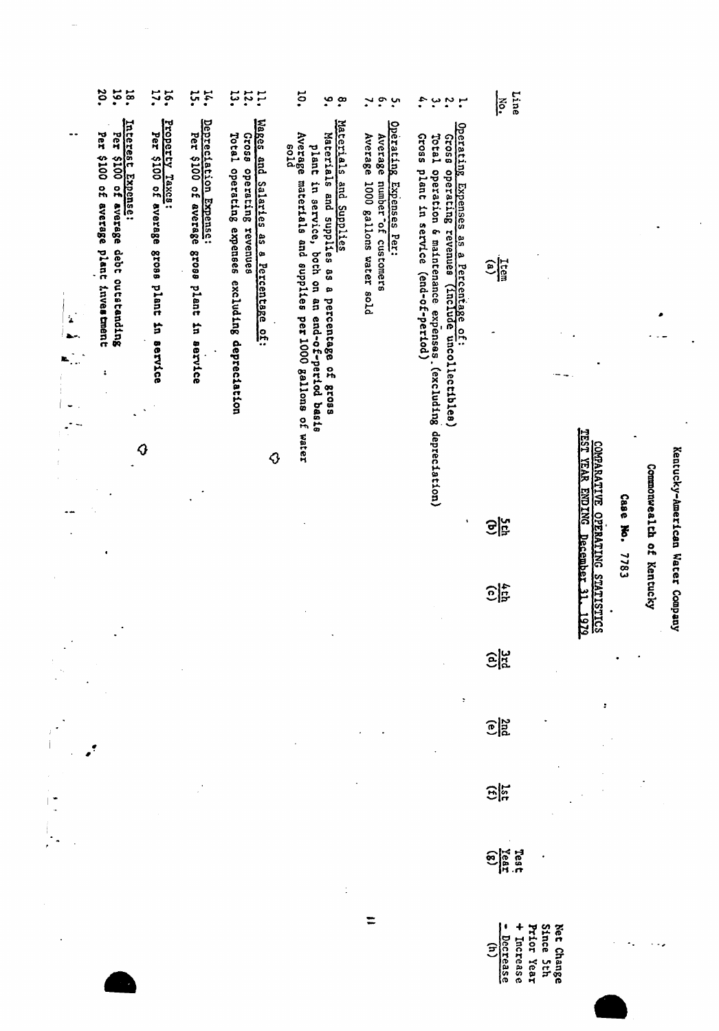Kentucky-American Water Company

Commonwealth of Kentucky

Case No. 7783

COMPARATIVE OPERATING STATISTICS

TEST YEAR ENDING December 31, 1979

| Line No. | Item (a) | 5th (b) | 4th (c) | 3rd (d) | 2nd (e) | 1st (f) | Test Year (g) | Net Change Since 5th Prior Year + Increase - Decrease (h) |
|---|---|---|---|---|---|---|---|---|
| 1. | Operating Expenses as a Percentage of: | | | | | | | |
| 2. | Gross operating revenues (include uncollectibles) | | | | | | | |
| 3. | Total operation & maintenance expenses (excluding depreciation) | | | | | | | |
| 4. | Gross plant in service (end-of-period) | | | | | | | |
| 5. | Operating Expenses Per: | | | | | | | |
| 6. | Average number of customers | | | | | | | |
| 7. | Average 1000 gallons water sold | | | | | | | |
| 8. | Materials and Supplies | | | | | | | |
| 9. | Materials and supplies as a percentage of gross plant in service, both on an end-of-period basis | | | | | | | |
| 10. | Average materials and supplies per 1000 gallons of water sold | | | | | | | |
| 11. | Wages and Salaries as a Percentage of: | | | | | | | |
| 12. | Gross operating revenues | | | | | | | |
| 13. | Total operating expenses excluding depreciation | | | | | | | |
| 14. | Depreciation Expense: | | | | | | | |
| 15. | Per $100 of average gross plant in service | | | | | | | |
| 16. | Property Taxes: | | | | | | | |
| 17. | Per $100 of average gross plant in service | | | | | | | |
| 18. | Interest Expense: | | | | | | | |
| 19. | Per $100 of average debt outstanding | | | | | | | |
| 20. | Per $100 of average plant investment | | | | | | | |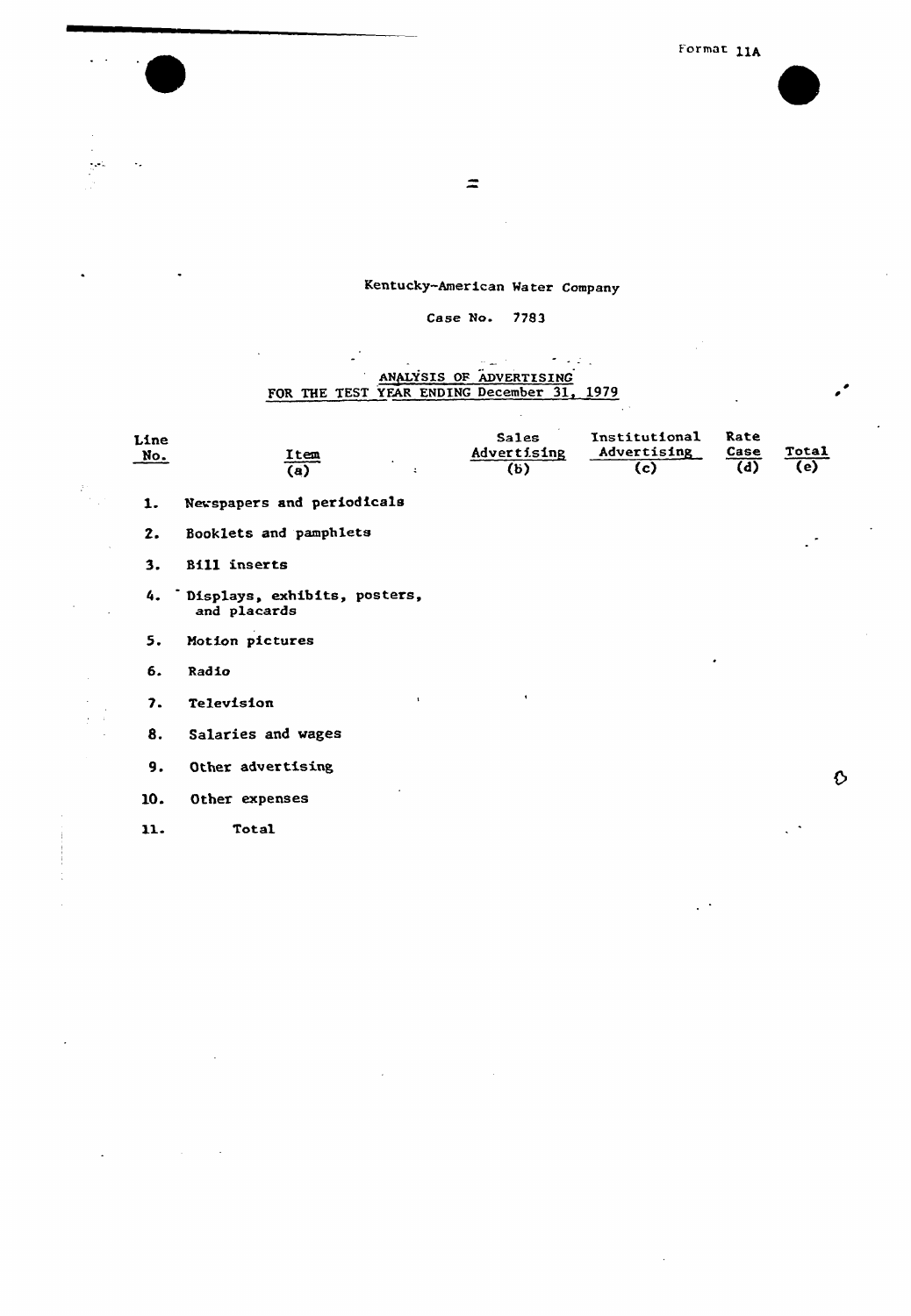Format 11A

Kentucky-American Water Company

Case No. 7783

ANALYSIS OF ADVERTISING
FOR THE TEST YEAR ENDING December 31, 1979

| Line No. | Item (a) | Sales Advertising (b) | Institutional Advertising (c) | Rate Case (d) | Total (e) |
|---|---|---|---|---|---|
| 1. | Newspapers and periodicals | | | | |
| 2. | Booklets and pamphlets | | | | |
| 3. | Bill inserts | | | | |
| 4. | Displays, exhibits, posters, and placards | | | | |
| 5. | Motion pictures | | | | |
| 6. | Radio | | | | |
| 7. | Television | | | | |
| 8. | Salaries and wages | | | | |
| 9. | Other advertising | | | | |
| 10. | Other expenses | | | | |
| 11. | Total | | | | |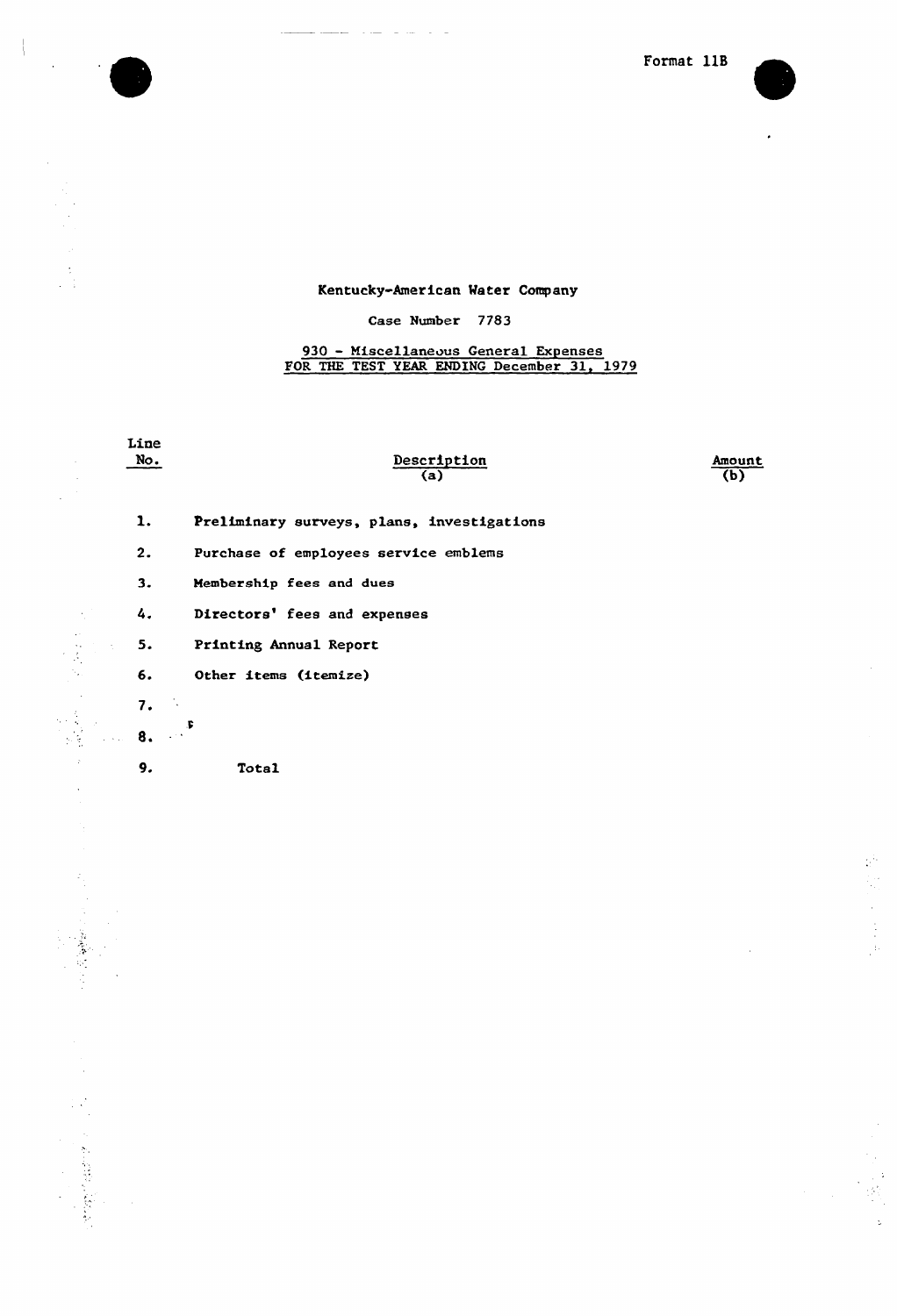Format 11B

Kentucky-American Water Company

Case Number 7783

930 - Miscellaneous General Expenses
FOR THE TEST YEAR ENDING December 31, 1979

| Line No. | Description (a) | Amount (b) |
|---|---|---|
| 1. | Preliminary surveys, plans, investigations | |
| 2. | Purchase of employees service emblems | |
| 3. | Membership fees and dues | |
| 4. | Directors' fees and expenses | |
| 5. | Printing Annual Report | |
| 6. | Other items (itemize) | |
| 7. | | |
| 8. | | |
| 9. | Total | |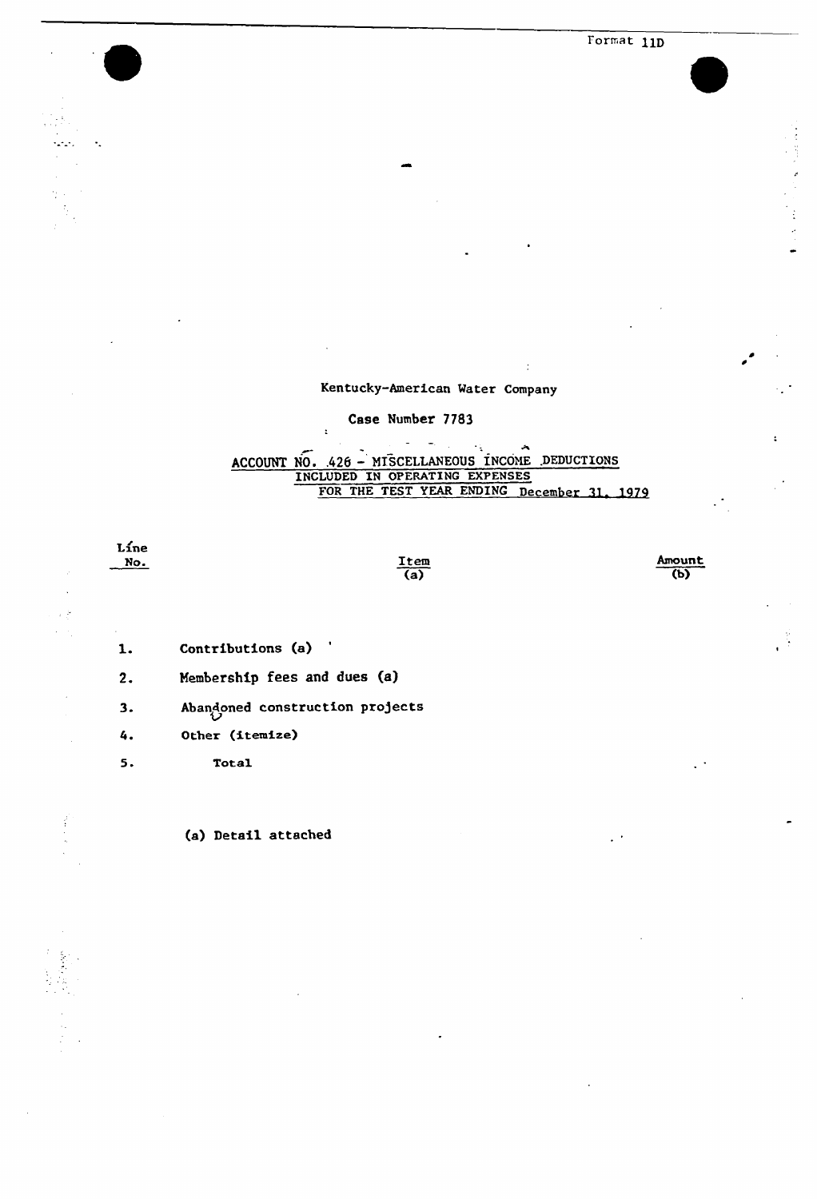Format 11D

Kentucky-American Water Company

Case Number 7783

ACCOUNT NO. 426 - MISCELLANEOUS INCOME DEDUCTIONS
INCLUDED IN OPERATING EXPENSES
FOR THE TEST YEAR ENDING December 31, 1979

| Line No. | Item (a) | Amount (b) |
|---|---|---|
| 1. | Contributions (a) | |
| 2. | Membership fees and dues (a) | |
| 3. | Abandoned construction projects | |
| 4. | Other (itemize) | |
| 5. | Total | |

(a) Detail attached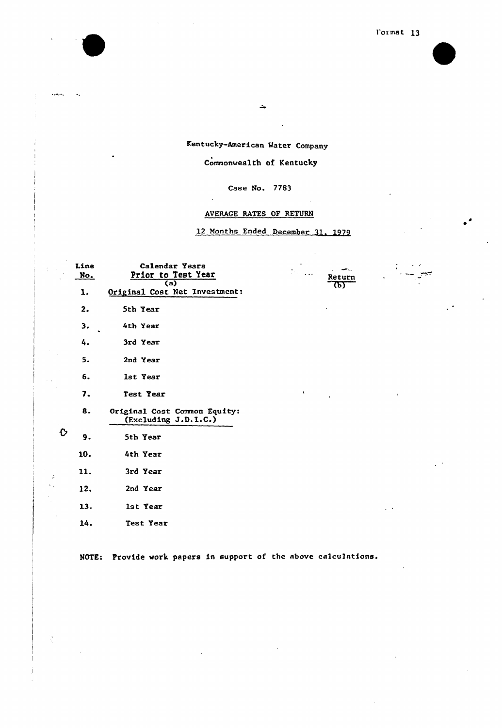Format 13

Kentucky-American Water Company

Commonwealth of Kentucky

Case No. 7783

AVERAGE RATES OF RETURN

12 Months Ended December 31, 1979

| Line No. | Calendar Years Prior to Test Year (a) | Return (b) |
|---|---|---|
| 1. | Original Cost Net Investment: | |
| 2. | 5th Year | |
| 3. | 4th Year | |
| 4. | 3rd Year | |
| 5. | 2nd Year | |
| 6. | 1st Year | |
| 7. | Test Year | |
| 8. | Original Cost Common Equity: (Excluding J.D.I.C.) | |
| 9. | 5th Year | |
| 10. | 4th Year | |
| 11. | 3rd Year | |
| 12. | 2nd Year | |
| 13. | 1st Year | |
| 14. | Test Year | |

NOTE: Provide work papers in support of the above calculations.